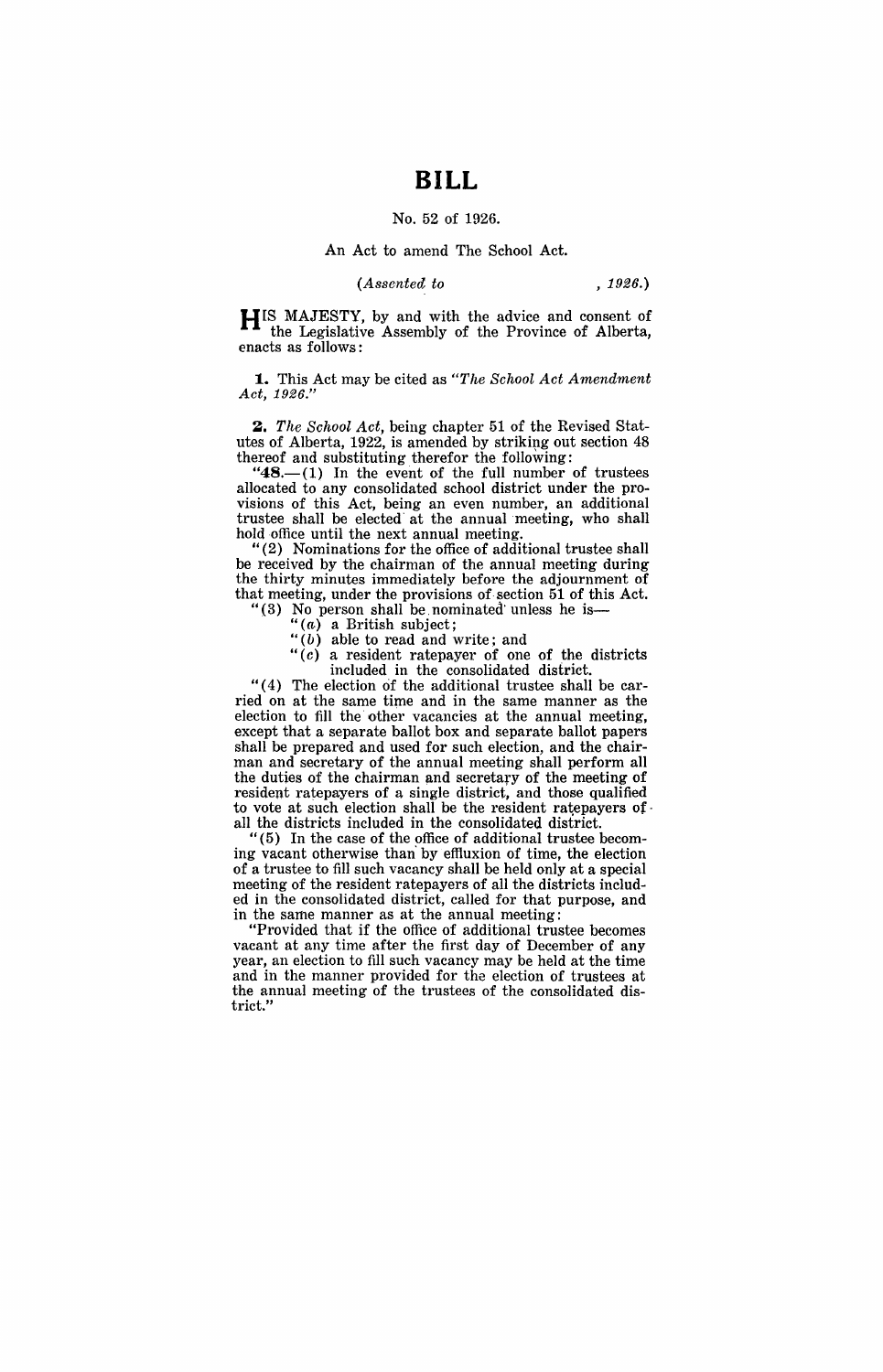# BILL

No. 52 of 1926.

An Act to amend The School Act.

*(Assented to , 1926.)*

HIS MAJESTY, by and with the advice and consent of the Legislative Assembly of the Province of Alberta, enacts as follows:

**1.** This Act may be cited as *"The School Act Amendment Act, 1926."*

**2.** *The School Act*, being chapter 51 of the Revised Statutes of Alberta, 1922, is amended by striking out section 48 thereof and substituting therefor the following:

"**48.**—(1) In the event of the full number of trustees allocated to any consolidated school district under the provisions of this Act, being an even number, an additional trustee shall be elected at the annual meeting, who shall hold office until the next annual meeting.

"(2) Nominations for the office of additional trustee shall be received by the chairman of the annual meeting during the thirty minutes immediately before the adjournment of that meeting, under the provisions of section 51 of this Act.

"(3) No person shall be nominated unless he is—

"(*a*) a British subject;

"(*b*) able to read and write; and

"(*c*) a resident ratepayer of one of the districts included in the consolidated district.

"(4) The election of the additional trustee shall be carried on at the same time and in the same manner as the election to fill the other vacancies at the annual meeting, except that a separate ballot box and separate ballot papers shall be prepared and used for such election, and the chairman and secretary of the annual meeting shall perform all the duties of the chairman and secretary of the meeting of resident ratepayers of a single district, and those qualified to vote at such election shall be the resident ratepayers of all the districts included in the consolidated district.

"(5) In the case of the office of additional trustee becoming vacant otherwise than by effluxion of time, the election of a trustee to fill such vacancy shall be held only at a special meeting of the resident ratepayers of all the districts included in the consolidated district, called for that purpose, and in the same manner as at the annual meeting:

"Provided that if the office of additional trustee becomes vacant at any time after the first day of December of any year, an election to fill such vacancy may be held at the time and in the manner provided for the election of trustees at the annual meeting of the trustees of the consolidated district."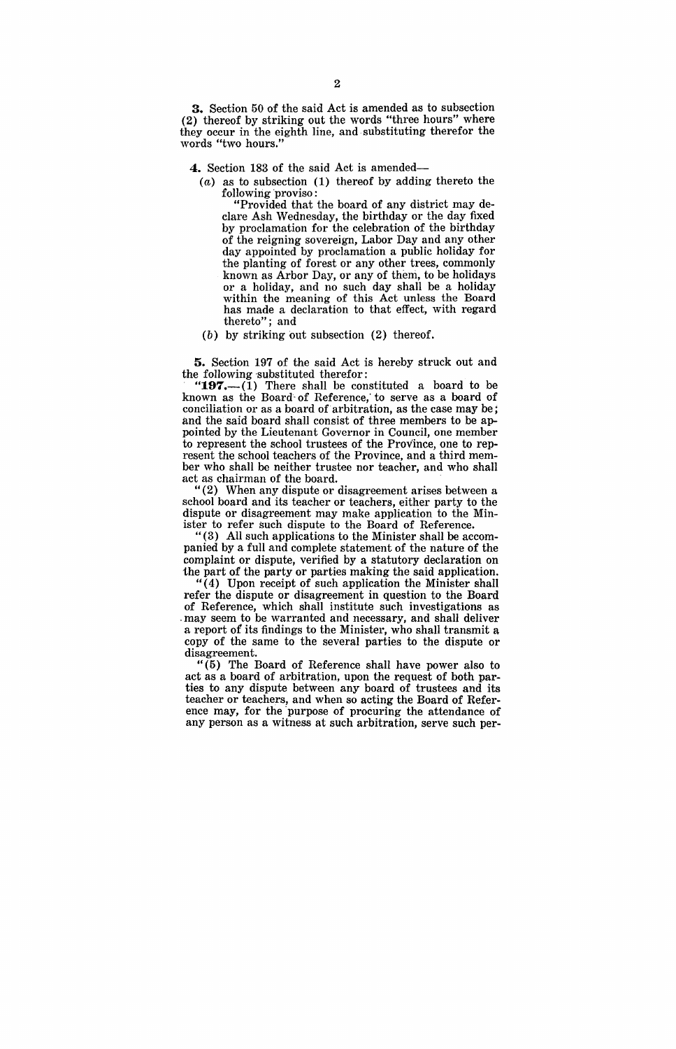**3.** Section 50 of the said Act is amended as to subsection (2) thereof by striking out the words "three hours" where they occur in the eighth line, and substituting therefor the words "two hours."

**4.** Section 183 of the said Act is amended—

(*a*) as to subsection (1) thereof by adding thereto the following proviso:

"Provided that the board of any district may declare Ash Wednesday, the birthday or the day fixed by proclamation for the celebration of the birthday of the reigning sovereign, Labor Day and any other day appointed by proclamation a public holiday for the planting of forest or any other trees, commonly known as Arbor Day, or any of them, to be holidays or a holiday, and no such day shall be a holiday within the meaning of this Act unless the Board has made a declaration to that effect, with regard thereto"; and

(*b*) by striking out subsection (2) thereof.

**5.** Section 197 of the said Act is hereby struck out and the following substituted therefor:

"**197.**—(1) There shall be constituted a board to be known as the Board of Reference, to serve as a board of conciliation or as a board of arbitration, as the case may be; and the said board shall consist of three members to be appointed by the Lieutenant Governor in Council, one member to represent the school trustees of the Province, one to represent the school teachers of the Province, and a third member who shall be neither trustee nor teacher, and who shall act as chairman of the board.

"(2) When any dispute or disagreement arises between a school board and its teacher or teachers, either party to the dispute or disagreement may make application to the Minister to refer such dispute to the Board of Reference.

"(3) All such applications to the Minister shall be accompanied by a full and complete statement of the nature of the complaint or dispute, verified by a statutory declaration on the part of the party or parties making the said application.

"(4) Upon receipt of such application the Minister shall refer the dispute or disagreement in question to the Board of Reference, which shall institute such investigations as may seem to be warranted and necessary, and shall deliver a report of its findings to the Minister, who shall transmit a copy of the same to the several parties to the dispute or disagreement.

"(5) The Board of Reference shall have power also to act as a board of arbitration, upon the request of both parties to any dispute between any board of trustees and its teacher or teachers, and when so acting the Board of Reference may, for the purpose of procuring the attendance of any person as a witness at such arbitration, serve such per-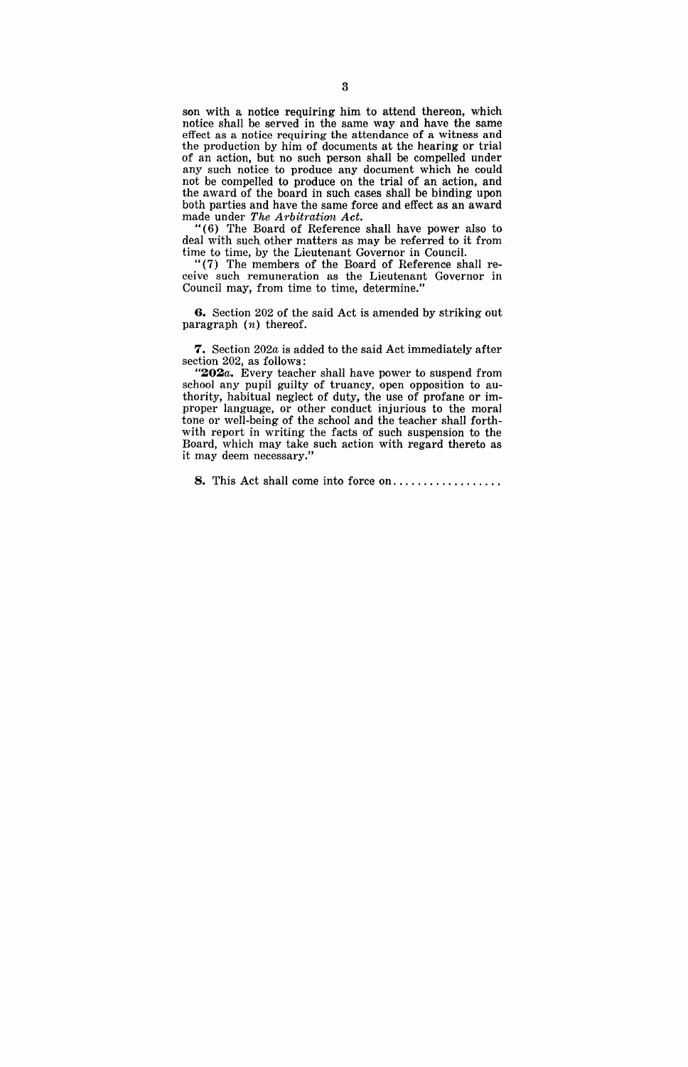son with a notice requiring him to attend thereon, which notice shall be served in the same way and have the same effect as a notice requiring the attendance of a witness and the production by him of documents at the hearing or trial of an action, but no such person shall be compelled under any such notice to produce any document which he could not be compelled to produce on the trial of an action, and the award of the board in such cases shall be binding upon both parties and have the same force and effect as an award made under *The Arbitration Act*.

"(6) The Board of Reference shall have power also to deal with such other matters as may be referred to it from time to time, by the Lieutenant Governor in Council.

"(7) The members of the Board of Reference shall receive such remuneration as the Lieutenant Governor in Council may, from time to time, determine."

**6.** Section 202 of the said Act is amended by striking out paragraph (*n*) thereof.

**7.** Section 202*a* is added to the said Act immediately after section 202, as follows:

"**202*a*.** Every teacher shall have power to suspend from school any pupil guilty of truancy, open opposition to authority, habitual neglect of duty, the use of profane or improper language, or other conduct injurious to the moral tone or well-being of the school and the teacher shall forthwith report in writing the facts of such suspension to the Board, which may take such action with regard thereto as it may deem necessary."

**8.** This Act shall come into force on..................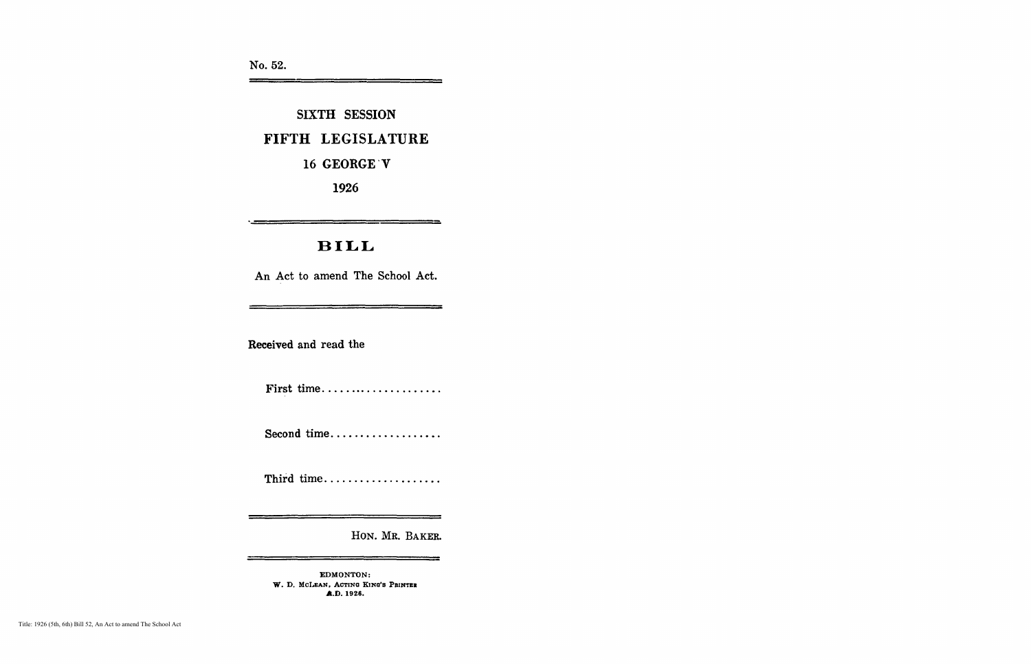No. 52.

# SIXTH SESSION

# FIFTH LEGISLATURE

## 16 GEORGE V

## 1926

# BILL

An Act to amend The School Act.

Received and read the

First time.....................

Second time...................

Third time....................

HON. MR. BAKER.

EDMONTON:
W. D. McLEAN, ACTING KING'S PRINTER
A.D. 1926.

Title: 1926 (5th, 6th) Bill 52, An Act to amend The School Act